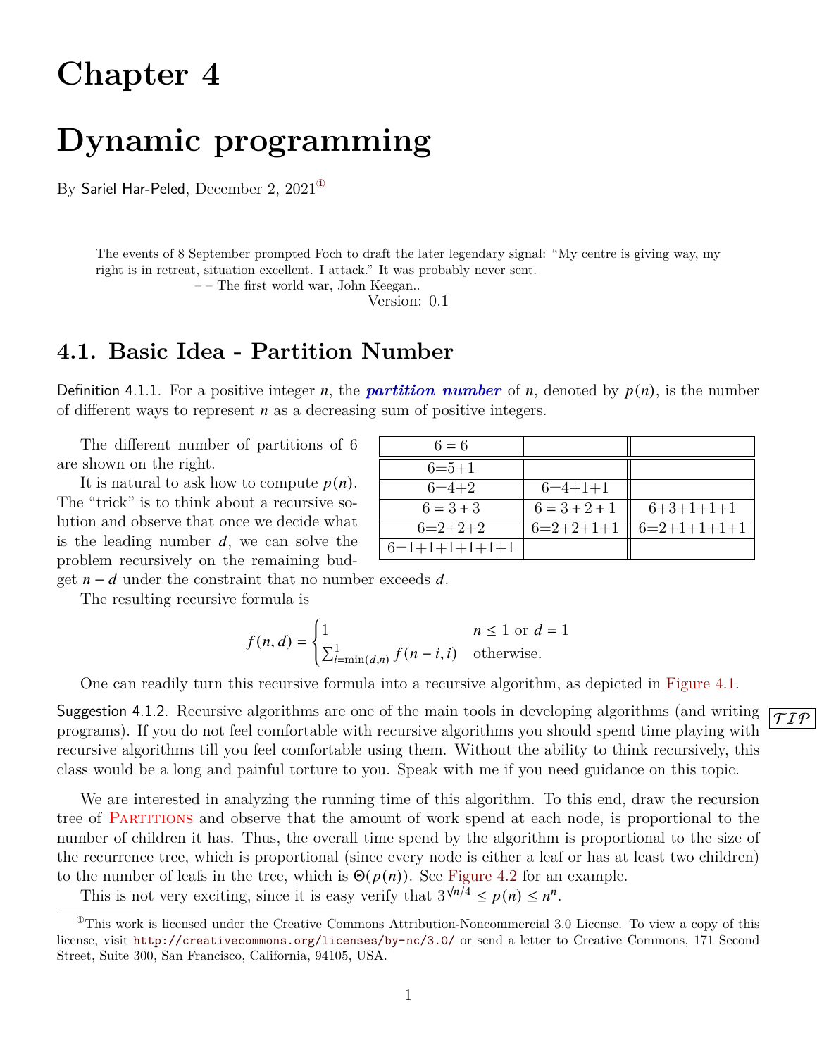# Chapter 4

# Dynamic programming

By Sariel Har-Peled, December 2, 2021[①]

> The events of 8 September prompted Foch to draft the later legendary signal: "My centre is giving way, my right is in retreat, situation excellent. I attack." It was probably never sent.
>
> – – The first world war, John Keegan..

Version: 0.1

## 4.1. Basic Idea - Partition Number

Definition 4.1.1. For a positive integer $n$, the ***partition number*** of $n$, denoted by $p(n)$, is the number of different ways to represent $n$ as a decreasing sum of positive integers.

The different number of partitions of 6 are shown on the right.

| | | |
|---|---|---|
| 6 = 6 | | |
| 6=5+1 | | |
| 6=4+2 | 6=4+1+1 | |
| 6 = 3 + 3 | 6 = 3 + 2 + 1 | 6+3+1+1+1 |
| 6=2+2+2 | 6=2+2+1+1 | 6=2+1+1+1+1 |
| 6=1+1+1+1+1+1 | | |

It is natural to ask how to compute $p(n)$. The "trick" is to think about a recursive solution and observe that once we decide what is the leading number $d$, we can solve the problem recursively on the remaining budget $n - d$ under the constraint that no number exceeds $d$.

The resulting recursive formula is

$$f(n, d) = \begin{cases} 1 & n \le 1 \text{ or } d = 1 \\ \sum_{i=\min(d,n)}^{1} f(n-i, i) & \text{otherwise.} \end{cases}$$

One can readily turn this recursive formula into a recursive algorithm, as depicted in Figure 4.1.

Suggestion 4.1.2. Recursive algorithms are one of the main tools in developing algorithms (and writing programs). If you do not feel comfortable with recursive algorithms you should spend time playing with recursive algorithms till you feel comfortable using them. Without the ability to think recursively, this class would be a long and painful torture to you. Speak with me if you need guidance on this topic.

*TIP*

We are interested in analyzing the running time of this algorithm. To this end, draw the recursion tree of Partitions and observe that the amount of work spend at each node, is proportional to the number of children it has. Thus, the overall time spend by the algorithm is proportional to the size of the recurrence tree, which is proportional (since every node is either a leaf or has at least two children) to the number of leafs in the tree, which is $\Theta(p(n))$. See Figure 4.2 for an example.

This is not very exciting, since it is easy verify that $3^{\sqrt{n}/4} \le p(n) \le n^n$.

[①] This work is licensed under the Creative Commons Attribution-Noncommercial 3.0 License. To view a copy of this license, visit http://creativecommons.org/licenses/by-nc/3.0/ or send a letter to Creative Commons, 171 Second Street, Suite 300, San Francisco, California, 94105, USA.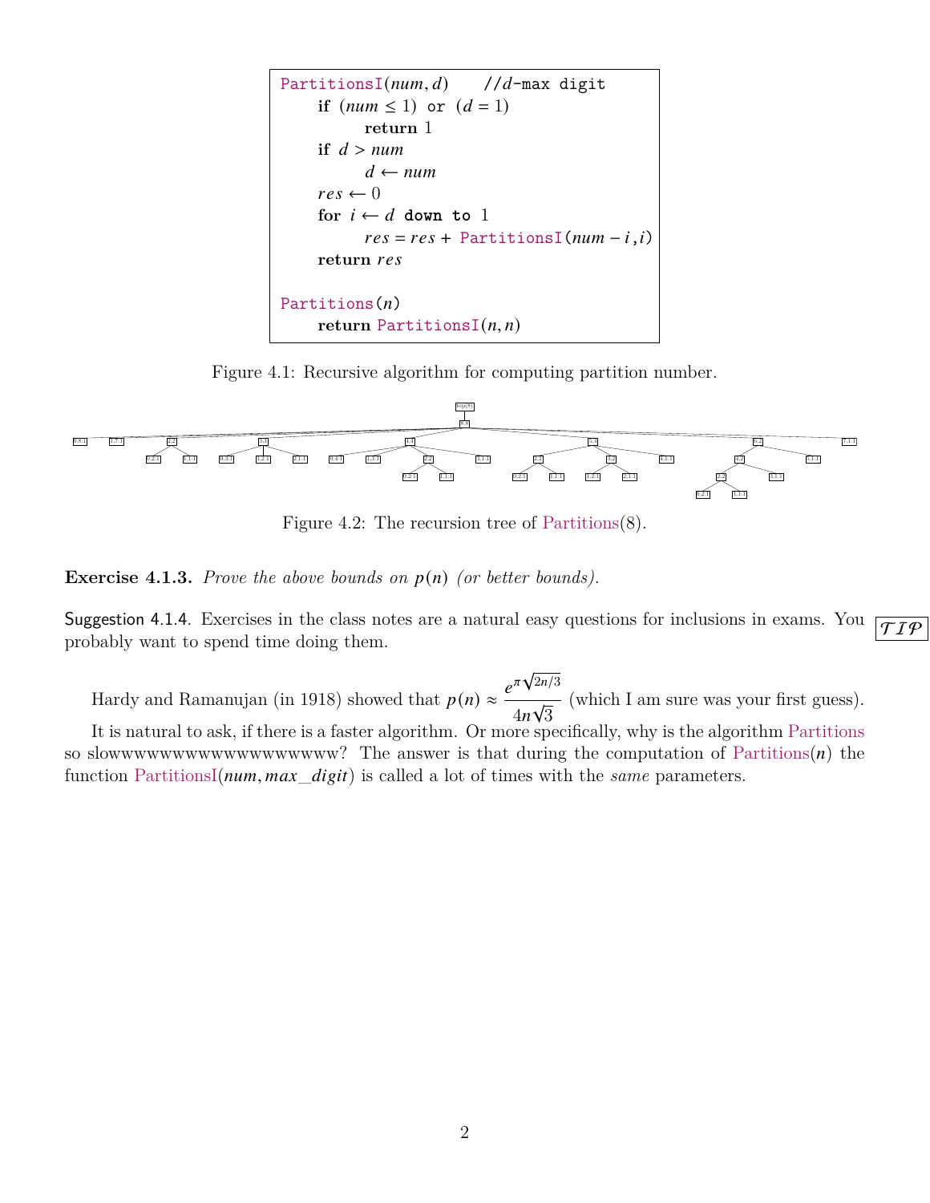```
PartitionsI(num, d)     //d-max digit
    if (num ≤ 1) or (d = 1)
        return 1
    if d > num
        d ← num
    res ← 0
    for i ← d down to 1
        res = res + PartitionsI(num − i, i)
    return res

Partitions(n)
    return PartitionsI(n, n)
```

Figure 4.1: Recursive algorithm for computing partition number.

Figure 4.2: The recursion tree of Partitions(8).

**Exercise 4.1.3.** *Prove the above bounds on $p(n)$ (or better bounds).*

Suggestion 4.1.4. Exercises in the class notes are a natural easy questions for inclusions in exams. You probably want to spend time doing them.

*TIP*

Hardy and Ramanujan (in 1918) showed that $p(n) \approx \frac{e^{\pi\sqrt{2n/3}}}{4n\sqrt{3}}$ (which I am sure was your first guess).

It is natural to ask, if there is a faster algorithm. Or more specifically, why is the algorithm Partitions so slowwwwwwwwwwwwwwwwwww? The answer is that during the computation of Partitions($n$) the function PartitionsI($num, max\_digit$) is called a lot of times with the *same* parameters.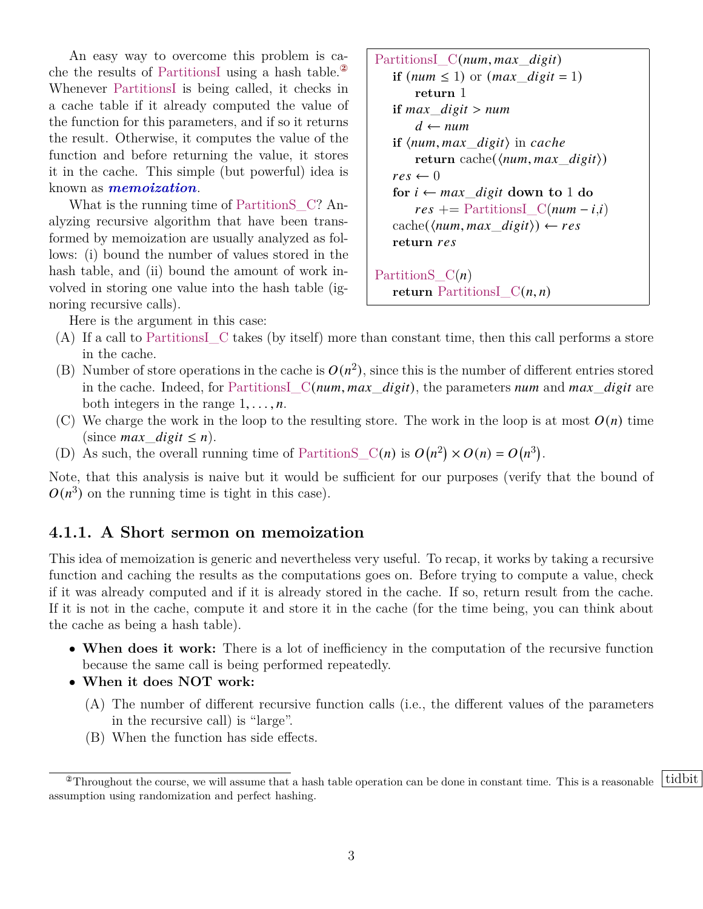An easy way to overcome this problem is cache the results of PartitionsI using a hash table.[2] Whenever PartitionsI is being called, it checks in a cache table if it already computed the value of the function for this parameters, and if so it returns the result. Otherwise, it computes the value of the function and before returning the value, it stores it in the cache. This simple (but powerful) idea is known as ***memoization***.

```
PartitionsI_C(num, max_digit)
    if (num ≤ 1) or (max_digit = 1)
        return 1
    if max_digit > num
        d ← num
    if ⟨num, max_digit⟩ in cache
        return cache(⟨num, max_digit⟩)
    res ← 0
    for i ← max_digit down to 1 do
        res += PartitionsI_C(num − i,i)
    cache(⟨num, max_digit⟩) ← res
    return res

PartitionS_C(n)
    return PartitionsI_C(n, n)
```

What is the running time of PartitionS_C? Analyzing recursive algorithm that have been transformed by memoization are usually analyzed as follows: (i) bound the number of values stored in the hash table, and (ii) bound the amount of work involved in storing one value into the hash table (ignoring recursive calls).

Here is the argument in this case:

(A) If a call to PartitionsI_C takes (by itself) more than constant time, then this call performs a store in the cache.

(B) Number of store operations in the cache is $O(n^2)$, since this is the number of different entries stored in the cache. Indeed, for PartitionsI_C$(num, max\_digit)$, the parameters $num$ and $max\_digit$ are both integers in the range $1, \ldots, n$.

(C) We charge the work in the loop to the resulting store. The work in the loop is at most $O(n)$ time (since $max\_digit \leq n$).

(D) As such, the overall running time of PartitionS_C$(n)$ is $O(n^2) \times O(n) = O(n^3)$.

Note, that this analysis is naive but it would be sufficient for our purposes (verify that the bound of $O(n^3)$ on the running time is tight in this case).

### 4.1.1. A Short sermon on memoization

This idea of memoization is generic and nevertheless very useful. To recap, it works by taking a recursive function and caching the results as the computations goes on. Before trying to compute a value, check if it was already computed and if it is already stored in the cache. If so, return result from the cache. If it is not in the cache, compute it and store it in the cache (for the time being, you can think about the cache as being a hash table).

- **When does it work:** There is a lot of inefficiency in the computation of the recursive function because the same call is being performed repeatedly.
- **When it does NOT work:**
  (A) The number of different recursive function calls (i.e., the different values of the parameters in the recursive call) is "large".
  (B) When the function has side effects.

---

[2] Throughout the course, we will assume that a hash table operation can be done in constant time. This is a reasonable assumption using randomization and perfect hashing. tidbit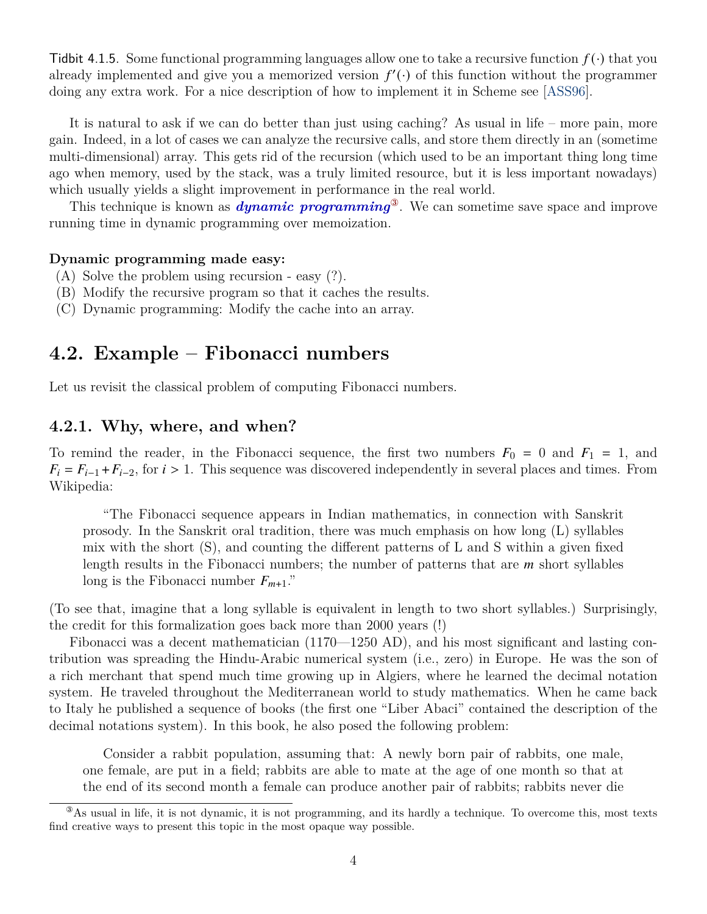Tidbit 4.1.5. Some functional programming languages allow one to take a recursive function $f(\cdot)$ that you already implemented and give you a memorized version $f'(\cdot)$ of this function without the programmer doing any extra work. For a nice description of how to implement it in Scheme see [ASS96].

It is natural to ask if we can do better than just using caching? As usual in life – more pain, more gain. Indeed, in a lot of cases we can analyze the recursive calls, and store them directly in an (sometime multi-dimensional) array. This gets rid of the recursion (which used to be an important thing long time ago when memory, used by the stack, was a truly limited resource, but it is less important nowadays) which usually yields a slight improvement in performance in the real world.

This technique is known as ***dynamic programming***[3]. We can sometime save space and improve running time in dynamic programming over memoization.

**Dynamic programming made easy:**

(A) Solve the problem using recursion - easy (?).
(B) Modify the recursive program so that it caches the results.
(C) Dynamic programming: Modify the cache into an array.

## 4.2. Example – Fibonacci numbers

Let us revisit the classical problem of computing Fibonacci numbers.

### 4.2.1. Why, where, and when?

To remind the reader, in the Fibonacci sequence, the first two numbers $F_0 = 0$ and $F_1 = 1$, and $F_i = F_{i-1} + F_{i-2}$, for $i > 1$. This sequence was discovered independently in several places and times. From Wikipedia:

> "The Fibonacci sequence appears in Indian mathematics, in connection with Sanskrit prosody. In the Sanskrit oral tradition, there was much emphasis on how long (L) syllables mix with the short (S), and counting the different patterns of L and S within a given fixed length results in the Fibonacci numbers; the number of patterns that are $m$ short syllables long is the Fibonacci number $F_{m+1}$."

(To see that, imagine that a long syllable is equivalent in length to two short syllables.) Surprisingly, the credit for this formalization goes back more than 2000 years (!)

Fibonacci was a decent mathematician (1170—1250 AD), and his most significant and lasting contribution was spreading the Hindu-Arabic numerical system (i.e., zero) in Europe. He was the son of a rich merchant that spend much time growing up in Algiers, where he learned the decimal notation system. He traveled throughout the Mediterranean world to study mathematics. When he came back to Italy he published a sequence of books (the first one "Liber Abaci" contained the description of the decimal notations system). In this book, he also posed the following problem:

> Consider a rabbit population, assuming that: A newly born pair of rabbits, one male, one female, are put in a field; rabbits are able to mate at the age of one month so that at the end of its second month a female can produce another pair of rabbits; rabbits never die

---

[3] As usual in life, it is not dynamic, it is not programming, and its hardly a technique. To overcome this, most texts find creative ways to present this topic in the most opaque way possible.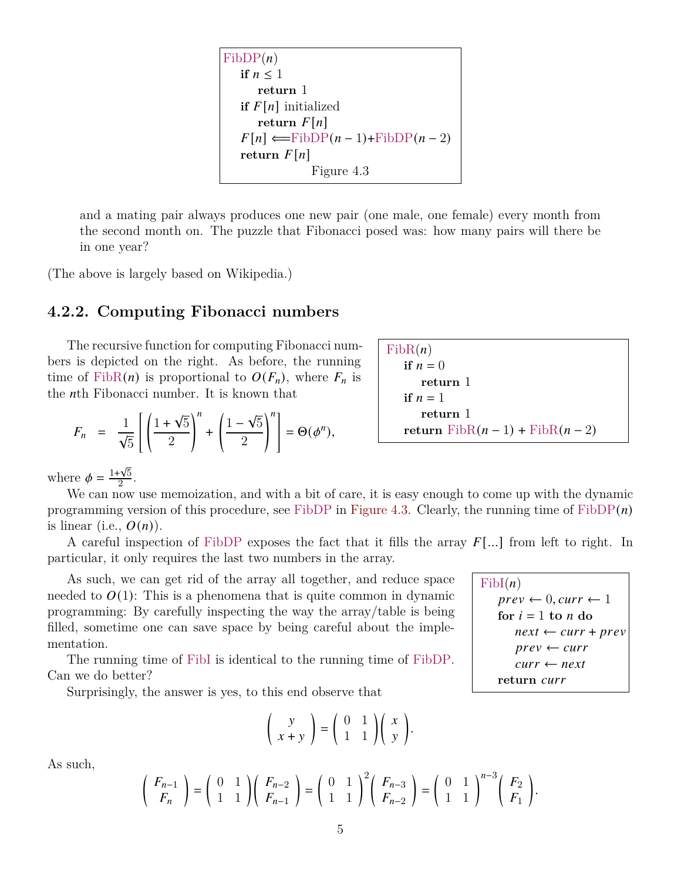```
FibDP(n)
    if n ≤ 1
        return 1
    if F[n] initialized
        return F[n]
    F[n] ⟸ FibDP(n − 1)+FibDP(n − 2)
    return F[n]
```

Figure 4.3

and a mating pair always produces one new pair (one male, one female) every month from the second month on. The puzzle that Fibonacci posed was: how many pairs will there be in one year?

(The above is largely based on Wikipedia.)

### 4.2.2. Computing Fibonacci numbers

The recursive function for computing Fibonacci numbers is depicted on the right. As before, the running time of FibR($n$) is proportional to $O(F_n)$, where $F_n$ is the $n$th Fibonacci number. It is known that

$$F_n = \frac{1}{\sqrt{5}}\left[\left(\frac{1+\sqrt{5}}{2}\right)^n + \left(\frac{1-\sqrt{5}}{2}\right)^n\right] = \Theta(\phi^n),$$

```
FibR(n)
    if n = 0
        return 1
    if n = 1
        return 1
    return FibR(n − 1) + FibR(n − 2)
```

where $\phi = \frac{1+\sqrt{5}}{2}$.

We can now use memoization, and with a bit of care, it is easy enough to come up with the dynamic programming version of this procedure, see FibDP in Figure 4.3. Clearly, the running time of FibDP($n$) is linear (i.e., $O(n)$).

A careful inspection of FibDP exposes the fact that it fills the array $F[...]$ from left to right. In particular, it only requires the last two numbers in the array.

As such, we can get rid of the array all together, and reduce space needed to $O(1)$: This is a phenomena that is quite common in dynamic programming: By carefully inspecting the way the array/table is being filled, sometime one can save space by being careful about the implementation.

```
FibI(n)
    prev ← 0, curr ← 1
    for i = 1 to n do
        next ← curr + prev
        prev ← curr
        curr ← next
    return curr
```

The running time of FibI is identical to the running time of FibDP. Can we do better?

Surprisingly, the answer is yes, to this end observe that

$$\begin{pmatrix} y \\ x+y \end{pmatrix} = \begin{pmatrix} 0 & 1 \\ 1 & 1 \end{pmatrix} \begin{pmatrix} x \\ y \end{pmatrix}.$$

As such,

$$\begin{pmatrix} F_{n-1} \\ F_n \end{pmatrix} = \begin{pmatrix} 0 & 1 \\ 1 & 1 \end{pmatrix} \begin{pmatrix} F_{n-2} \\ F_{n-1} \end{pmatrix} = \begin{pmatrix} 0 & 1 \\ 1 & 1 \end{pmatrix}^2 \begin{pmatrix} F_{n-3} \\ F_{n-2} \end{pmatrix} = \begin{pmatrix} 0 & 1 \\ 1 & 1 \end{pmatrix}^{n-3} \begin{pmatrix} F_2 \\ F_1 \end{pmatrix}.$$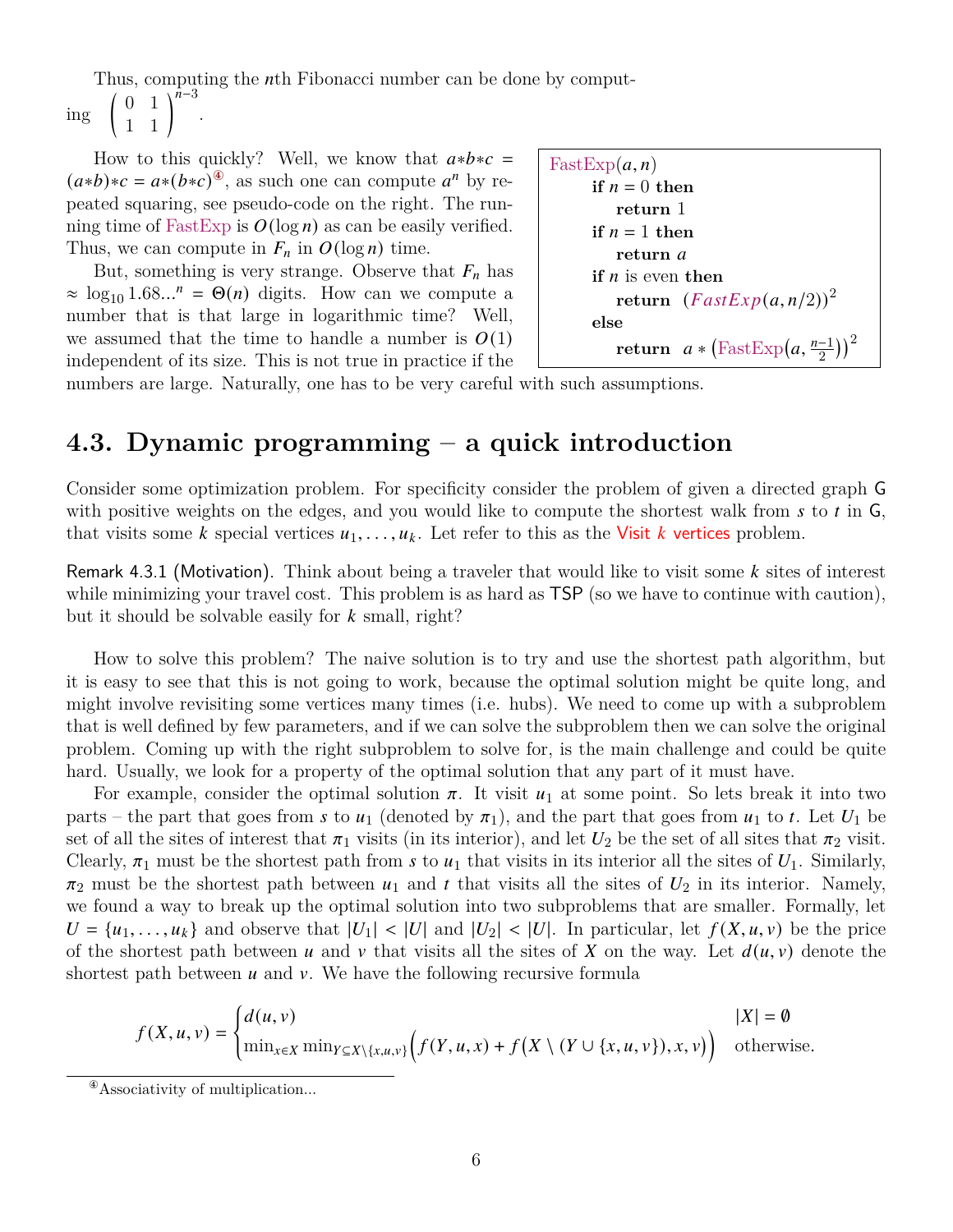Thus, computing the $n$th Fibonacci number can be done by computing $\begin{pmatrix} 0 & 1 \\ 1 & 1 \end{pmatrix}^{n-3}$.

How to this quickly? Well, we know that $a*b*c = (a*b)*c = a*(b*c)$[4], as such one can compute $a^n$ by repeated squaring, see pseudo-code on the right. The running time of FastExp is $O(\log n)$ as can be easily verified. Thus, we can compute in $F_n$ in $O(\log n)$ time.

```
FastExp(a, n)
    if n = 0 then
        return 1
    if n = 1 then
        return a
    if n is even then
        return (FastExp(a, n/2))^2
    else
        return a * (FastExp(a, (n-1)/2))^2
```

But, something is very strange. Observe that $F_n$ has $\approx \log_{10} 1.68...^n = \Theta(n)$ digits. How can we compute a number that is that large in logarithmic time? Well, we assumed that the time to handle a number is $O(1)$ independent of its size. This is not true in practice if the numbers are large. Naturally, one has to be very careful with such assumptions.

## 4.3. Dynamic programming – a quick introduction

Consider some optimization problem. For specificity consider the problem of given a directed graph $\mathsf{G}$ with positive weights on the edges, and you would like to compute the shortest walk from $s$ to $t$ in $\mathsf{G}$, that visits some $k$ special vertices $u_1, \ldots, u_k$. Let refer to this as the Visit $k$ vertices problem.

Remark 4.3.1 (Motivation). Think about being a traveler that would like to visit some $k$ sites of interest while minimizing your travel cost. This problem is as hard as TSP (so we have to continue with caution), but it should be solvable easily for $k$ small, right?

How to solve this problem? The naive solution is to try and use the shortest path algorithm, but it is easy to see that this is not going to work, because the optimal solution might be quite long, and might involve revisiting some vertices many times (i.e. hubs). We need to come up with a subproblem that is well defined by few parameters, and if we can solve the subproblem then we can solve the original problem. Coming up with the right subproblem to solve for, is the main challenge and could be quite hard. Usually, we look for a property of the optimal solution that any part of it must have.

For example, consider the optimal solution $\pi$. It visit $u_1$ at some point. So lets break it into two parts – the part that goes from $s$ to $u_1$ (denoted by $\pi_1$), and the part that goes from $u_1$ to $t$. Let $U_1$ be set of all the sites of interest that $\pi_1$ visits (in its interior), and let $U_2$ be the set of all sites that $\pi_2$ visit. Clearly, $\pi_1$ must be the shortest path from $s$ to $u_1$ that visits in its interior all the sites of $U_1$. Similarly, $\pi_2$ must be the shortest path between $u_1$ and $t$ that visits all the sites of $U_2$ in its interior. Namely, we found a way to break up the optimal solution into two subproblems that are smaller. Formally, let $U = \{u_1, \ldots, u_k\}$ and observe that $|U_1| < |U|$ and $|U_2| < |U|$. In particular, let $f(X, u, v)$ be the price of the shortest path between $u$ and $v$ that visits all the sites of $X$ on the way. Let $d(u, v)$ denote the shortest path between $u$ and $v$. We have the following recursive formula

$$f(X, u, v) = \begin{cases} d(u, v) & |X| = \emptyset \\ \min_{x \in X} \min_{Y \subseteq X \setminus \{x, u, v\}} \Big( f(Y, u, x) + f\big(X \setminus (Y \cup \{x, u, v\}), x, v\big) \Big) & \text{otherwise.} \end{cases}$$

[4] Associativity of multiplication...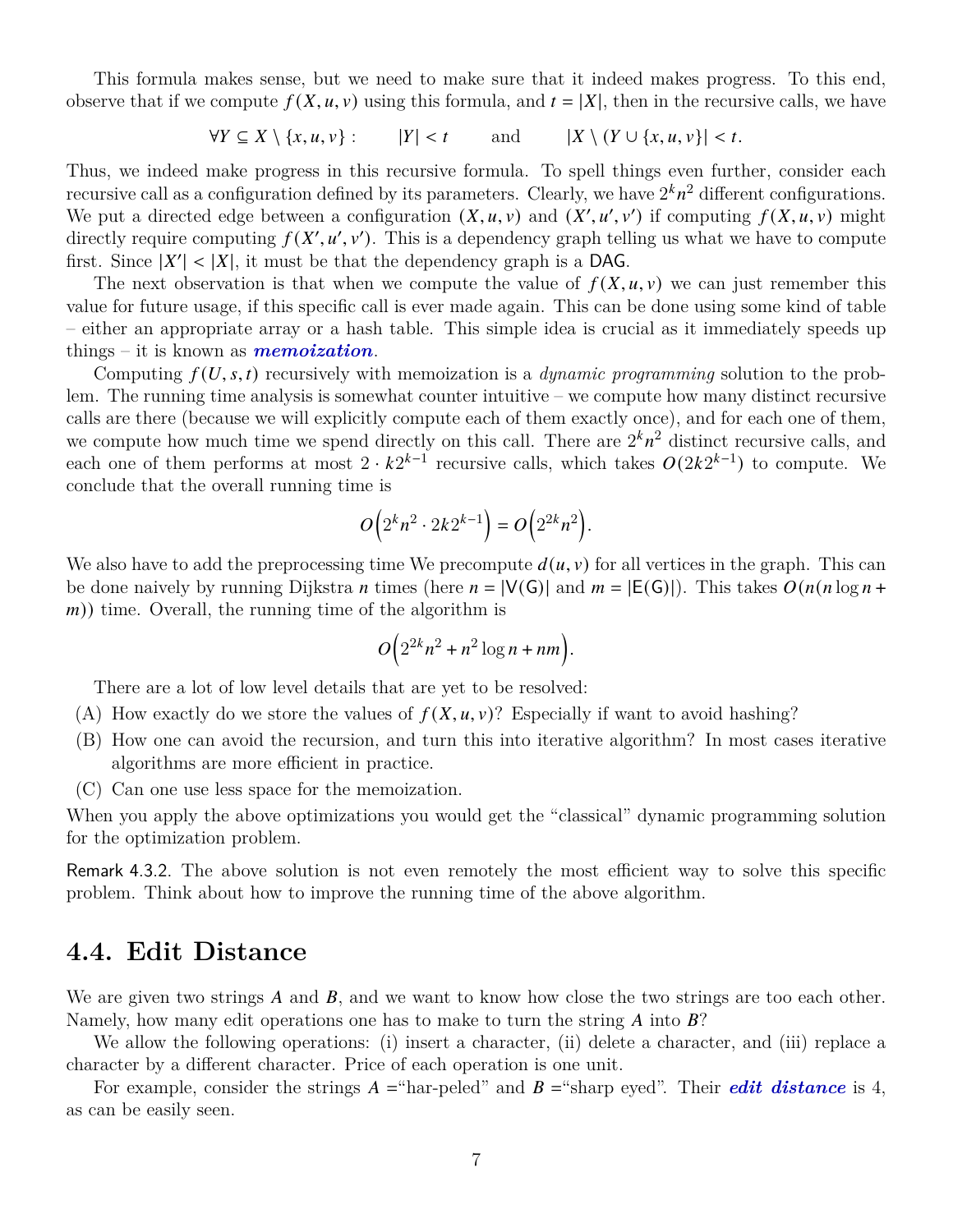This formula makes sense, but we need to make sure that it indeed makes progress. To this end, observe that if we compute $f(X, u, v)$ using this formula, and $t = |X|$, then in the recursive calls, we have

$$\forall Y \subseteq X \setminus \{x, u, v\} : \qquad |Y| < t \qquad \text{and} \qquad |X \setminus (Y \cup \{x, u, v\}| < t.$$

Thus, we indeed make progress in this recursive formula. To spell things even further, consider each recursive call as a configuration defined by its parameters. Clearly, we have $2^k n^2$ different configurations. We put a directed edge between a configuration $(X, u, v)$ and $(X', u', v')$ if computing $f(X, u, v)$ might directly require computing $f(X', u', v')$. This is a dependency graph telling us what we have to compute first. Since $|X'| < |X|$, it must be that the dependency graph is a DAG.

The next observation is that when we compute the value of $f(X, u, v)$ we can just remember this value for future usage, if this specific call is ever made again. This can be done using some kind of table – either an appropriate array or a hash table. This simple idea is crucial as it immediately speeds up things – it is known as ***memoization***.

Computing $f(U, s, t)$ recursively with memoization is a *dynamic programming* solution to the problem. The running time analysis is somewhat counter intuitive – we compute how many distinct recursive calls are there (because we will explicitly compute each of them exactly once), and for each one of them, we compute how much time we spend directly on this call. There are $2^k n^2$ distinct recursive calls, and each one of them performs at most $2 \cdot k2^{k-1}$ recursive calls, which takes $O(2k2^{k-1})$ to compute. We conclude that the overall running time is

$$O\left(2^k n^2 \cdot 2k2^{k-1}\right) = O\left(2^{2k} n^2\right).$$

We also have to add the preprocessing time We precompute $d(u, v)$ for all vertices in the graph. This can be done naively by running Dijkstra $n$ times (here $n = |\mathsf{V}(\mathsf{G})|$ and $m = |\mathsf{E}(\mathsf{G})|$). This takes $O(n(n \log n + m))$ time. Overall, the running time of the algorithm is

$$O\left(2^{2k} n^2 + n^2 \log n + nm\right).$$

There are a lot of low level details that are yet to be resolved:

(A) How exactly do we store the values of $f(X, u, v)$? Especially if want to avoid hashing?

(B) How one can avoid the recursion, and turn this into iterative algorithm? In most cases iterative algorithms are more efficient in practice.

(C) Can one use less space for the memoization.

When you apply the above optimizations you would get the "classical" dynamic programming solution for the optimization problem.

Remark 4.3.2. The above solution is not even remotely the most efficient way to solve this specific problem. Think about how to improve the running time of the above algorithm.

## 4.4. Edit Distance

We are given two strings $A$ and $B$, and we want to know how close the two strings are too each other. Namely, how many edit operations one has to make to turn the string $A$ into $B$?

We allow the following operations: (i) insert a character, (ii) delete a character, and (iii) replace a character by a different character. Price of each operation is one unit.

For example, consider the strings $A$ ="har-peled" and $B$ ="sharp eyed". Their ***edit distance*** is 4, as can be easily seen.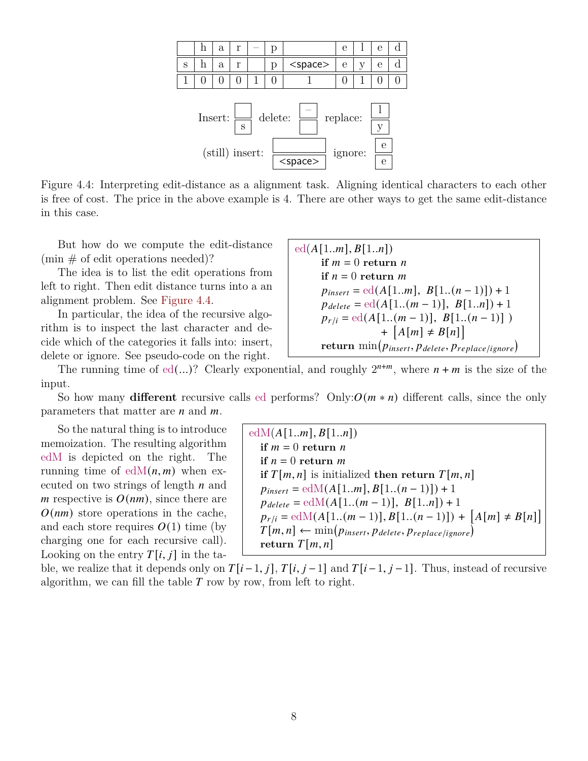| | h | a | r | – | p | | e | l | e | d |
|---|---|---|---|---|---|---|---|---|---|---|
| s | h | a | r | | p | <space> | e | y | e | d |
| 1 | 0 | 0 | 0 | 1 | 0 | 1 | 0 | 1 | 0 | 0 |

Insert: $\frac{\ }{\text{s}}$ delete: $\frac{-}{\ }$ replace: $\frac{\text{l}}{\text{y}}$

(still) insert: $\frac{\ }{\text{<space>}}$ ignore: $\frac{\text{e}}{\text{e}}$

Figure 4.4: Interpreting edit-distance as a alignment task. Aligning identical characters to each other is free of cost. The price in the above example is 4. There are other ways to get the same edit-distance in this case.

But how do we compute the edit-distance (min # of edit operations needed)?

The idea is to list the edit operations from left to right. Then edit distance turns into a an alignment problem. See Figure 4.4.

In particular, the idea of the recursive algorithm is to inspect the last character and decide which of the categories it falls into: insert, delete or ignore. See pseudo-code on the right.

```
ed(A[1..m], B[1..n])
    if m = 0 return n
    if n = 0 return m
    p_insert = ed(A[1..m], B[1..(n − 1)]) + 1
    p_delete = ed(A[1..(m − 1)], B[1..n]) + 1
    p_r/i = ed(A[1..(m − 1)], B[1..(n − 1)] )
                + [A[m] ≠ B[n]]
    return min(p_insert, p_delete, p_replace/ignore)
```

The running time of ed(...)? Clearly exponential, and roughly $2^{n+m}$, where $n + m$ is the size of the input.

So how many **different** recursive calls ed performs? Only:$O(m * n)$ different calls, since the only parameters that matter are $n$ and $m$.

So the natural thing is to introduce memoization. The resulting algorithm edM is depicted on the right. The running time of edM$(n, m)$ when executed on two strings of length $n$ and $m$ respective is $O(nm)$, since there are $O(nm)$ store operations in the cache, and each store requires $O(1)$ time (by charging one for each recursive call). Looking on the entry $T[i, j]$ in the table, we realize that it depends only on $T[i-1, j]$, $T[i, j-1]$ and $T[i-1, j-1]$. Thus, instead of recursive algorithm, we can fill the table $T$ row by row, from left to right.

```
edM(A[1..m], B[1..n])
    if m = 0 return n
    if n = 0 return m
    if T[m, n] is initialized then return T[m, n]
    p_insert = edM(A[1..m], B[1..(n − 1)]) + 1
    p_delete = edM(A[1..(m − 1)], B[1..n]) + 1
    p_r/i = edM(A[1..(m − 1)], B[1..(n − 1)]) + [A[m] ≠ B[n]]
    T[m, n] ← min(p_insert, p_delete, p_replace/ignore)
    return T[m, n]
```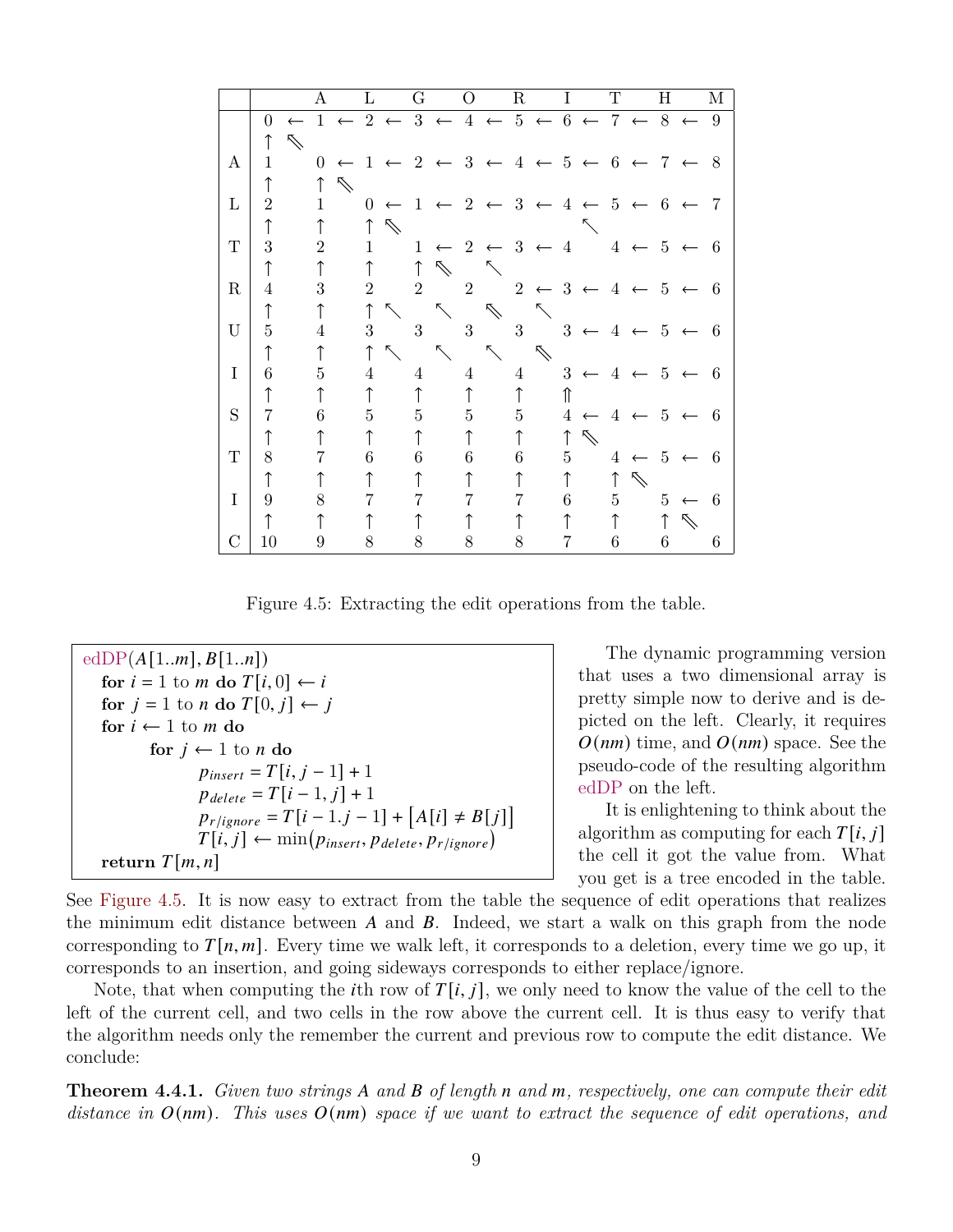|   |   | A | L | G | O | R | I | T | H | M |
|---|---|---|---|---|---|---|---|---|---|---|
|   | 0 ← | 1 ← | 2 ← | 3 ← | 4 ← | 5 ← | 6 ← | 7 ← | 8 ← | 9 |
|   | ↑ ⇖ |   |   |   |   |   |   |   |   |   |
| A | 1 | 0 ← | 1 ← | 2 ← | 3 ← | 4 ← | 5 ← | 6 ← | 7 ← | 8 |
|   | ↑ | ↑ ⇖ |   |   |   |   |   |   |   |   |
| L | 2 | 1 | 0 ← | 1 ← | 2 ← | 3 ← | 4 ← | 5 ← | 6 ← | 7 |
|   | ↑ | ↑ | ↑ ⇖ |   |   |   | ↖ |   |   |   |
| T | 3 | 2 | 1 | 1 ← | 2 ← | 3 ← | 4 | 4 ← | 5 ← | 6 |
|   | ↑ | ↑ | ↑ | ↑ ⇖ | ↖ |   |   |   |   |   |
| R | 4 | 3 | 2 | 2 | 2 | 2 ← | 3 ← | 4 ← | 5 ← | 6 |
|   | ↑ | ↑ | ↑ ↖ | ↖ | ⇖ | ↖ |   |   |   |   |
| U | 5 | 4 | 3 | 3 | 3 | 3 | 3 ← | 4 ← | 5 ← | 6 |
|   | ↑ | ↑ | ↑ ↖ | ↖ | ↖ | ⇖ |   |   |   |   |
| I | 6 | 5 | 4 | 4 | 4 | 4 | 3 ← | 4 ← | 5 ← | 6 |
|   | ↑ | ↑ | ↑ | ↑ | ↑ | ↑ | ⇑ |   |   |   |
| S | 7 | 6 | 5 | 5 | 5 | 5 | 4 ← | 4 ← | 5 ← | 6 |
|   | ↑ | ↑ | ↑ | ↑ | ↑ | ↑ | ↑ ⇖ |   |   |   |
| T | 8 | 7 | 6 | 6 | 6 | 6 | 5 | 4 ← | 5 ← | 6 |
|   | ↑ | ↑ | ↑ | ↑ | ↑ | ↑ | ↑ | ↑ ⇖ |   |   |
| I | 9 | 8 | 7 | 7 | 7 | 7 | 6 | 5 | 5 ← | 6 |
|   | ↑ | ↑ | ↑ | ↑ | ↑ | ↑ | ↑ | ↑ | ↑ ⇖ |   |
| C | 10 | 9 | 8 | 8 | 8 | 8 | 7 | 6 | 6 | 6 |

Figure 4.5: Extracting the edit operations from the table.

```
edDP(A[1..m], B[1..n])
    for i = 1 to m do T[i, 0] ← i
    for j = 1 to n do T[0, j] ← j
    for i ← 1 to m do
        for j ← 1 to n do
            p_insert = T[i, j − 1] + 1
            p_delete = T[i − 1, j] + 1
            p_r/ignore = T[i − 1.j − 1] + [A[i] ≠ B[j]]
            T[i, j] ← min(p_insert, p_delete, p_r/ignore)
    return T[m, n]
```

The dynamic programming version that uses a two dimensional array is pretty simple now to derive and is depicted on the left. Clearly, it requires $O(nm)$ time, and $O(nm)$ space. See the pseudo-code of the resulting algorithm edDP on the left.

It is enlightening to think about the algorithm as computing for each $T[i, j]$ the cell it got the value from. What you get is a tree encoded in the table. See Figure 4.5. It is now easy to extract from the table the sequence of edit operations that realizes the minimum edit distance between $A$ and $B$. Indeed, we start a walk on this graph from the node corresponding to $T[n, m]$. Every time we walk left, it corresponds to a deletion, every time we go up, it corresponds to an insertion, and going sideways corresponds to either replace/ignore.

Note, that when computing the $i$th row of $T[i, j]$, we only need to know the value of the cell to the left of the current cell, and two cells in the row above the current cell. It is thus easy to verify that the algorithm needs only the remember the current and previous row to compute the edit distance. We conclude:

**Theorem 4.4.1.** *Given two strings $A$ and $B$ of length $n$ and $m$, respectively, one can compute their edit distance in $O(nm)$. This uses $O(nm)$ space if we want to extract the sequence of edit operations, and*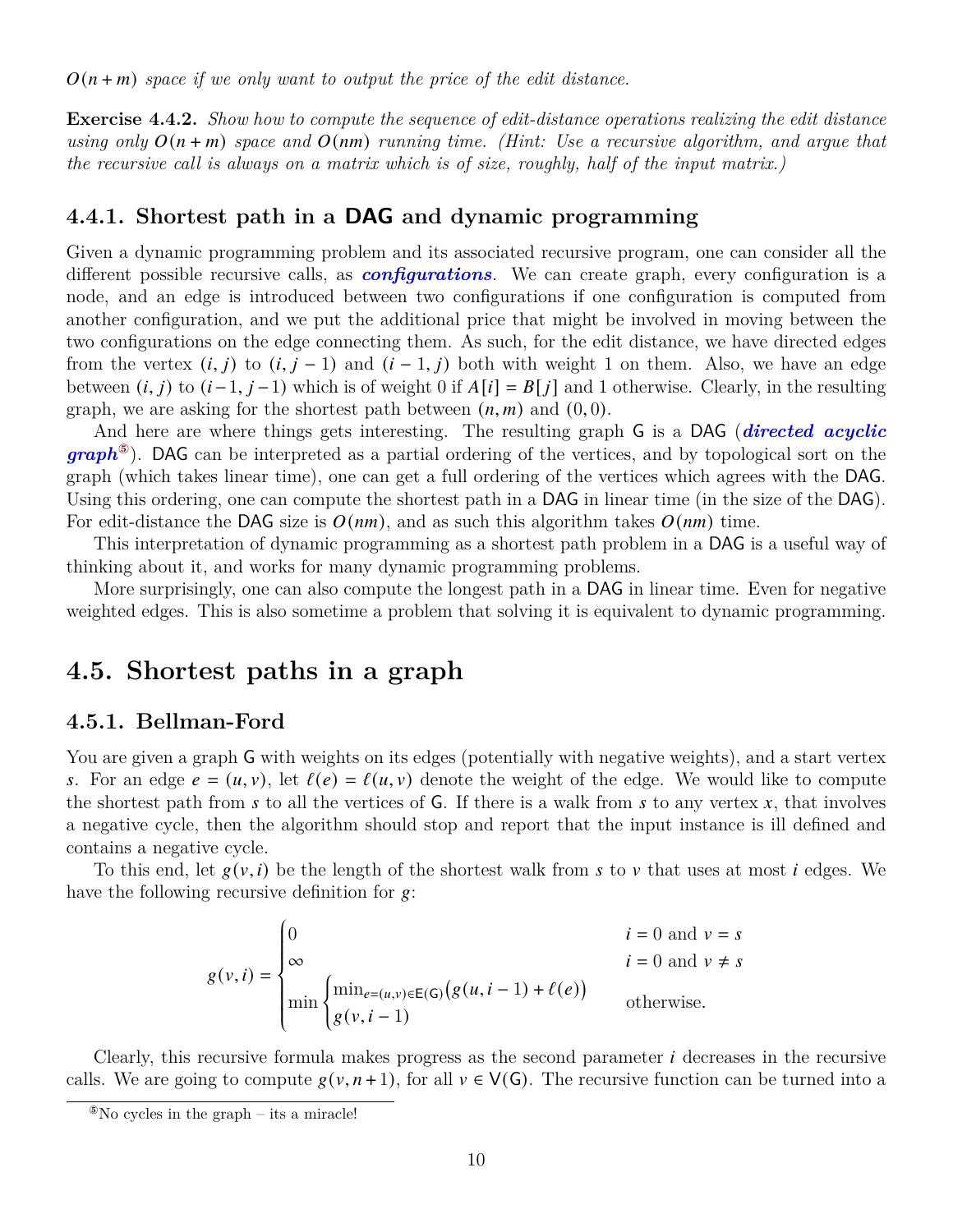*$O(n+m)$ space if we only want to output the price of the edit distance.*

**Exercise 4.4.2.** *Show how to compute the sequence of edit-distance operations realizing the edit distance using only $O(n+m)$ space and $O(nm)$ running time. (Hint: Use a recursive algorithm, and argue that the recursive call is always on a matrix which is of size, roughly, half of the input matrix.)*

### 4.4.1. Shortest path in a DAG and dynamic programming

Given a dynamic programming problem and its associated recursive program, one can consider all the different possible recursive calls, as ***configurations***. We can create graph, every configuration is a node, and an edge is introduced between two configurations if one configuration is computed from another configuration, and we put the additional price that might be involved in moving between the two configurations on the edge connecting them. As such, for the edit distance, we have directed edges from the vertex $(i, j)$ to $(i, j-1)$ and $(i-1, j)$ both with weight 1 on them. Also, we have an edge between $(i, j)$ to $(i-1, j-1)$ which is of weight 0 if $A[i] = B[j]$ and 1 otherwise. Clearly, in the resulting graph, we are asking for the shortest path between $(n, m)$ and $(0, 0)$.

And here are where things gets interesting. The resulting graph G is a DAG (***directed acyclic graph***[5]). DAG can be interpreted as a partial ordering of the vertices, and by topological sort on the graph (which takes linear time), one can get a full ordering of the vertices which agrees with the DAG. Using this ordering, one can compute the shortest path in a DAG in linear time (in the size of the DAG). For edit-distance the DAG size is $O(nm)$, and as such this algorithm takes $O(nm)$ time.

This interpretation of dynamic programming as a shortest path problem in a DAG is a useful way of thinking about it, and works for many dynamic programming problems.

More surprisingly, one can also compute the longest path in a DAG in linear time. Even for negative weighted edges. This is also sometime a problem that solving it is equivalent to dynamic programming.

## 4.5. Shortest paths in a graph

### 4.5.1. Bellman-Ford

You are given a graph G with weights on its edges (potentially with negative weights), and a start vertex $s$. For an edge $e = (u, v)$, let $\ell(e) = \ell(u, v)$ denote the weight of the edge. We would like to compute the shortest path from $s$ to all the vertices of G. If there is a walk from $s$ to any vertex $x$, that involves a negative cycle, then the algorithm should stop and report that the input instance is ill defined and contains a negative cycle.

To this end, let $g(v, i)$ be the length of the shortest walk from $s$ to $v$ that uses at most $i$ edges. We have the following recursive definition for $g$:

$$
g(v, i) = \begin{cases} 0 & i = 0 \text{ and } v = s \\ \infty & i = 0 \text{ and } v \neq s \\ \min \begin{cases} \min_{e=(u,v)\in \mathsf{E}(\mathsf{G})} \big( g(u, i-1) + \ell(e) \big) \\ g(v, i-1) \end{cases} & \text{otherwise.} \end{cases}
$$

Clearly, this recursive formula makes progress as the second parameter $i$ decreases in the recursive calls. We are going to compute $g(v, n+1)$, for all $v \in \mathsf{V}(\mathsf{G})$. The recursive function can be turned into a

[5] No cycles in the graph – its a miracle!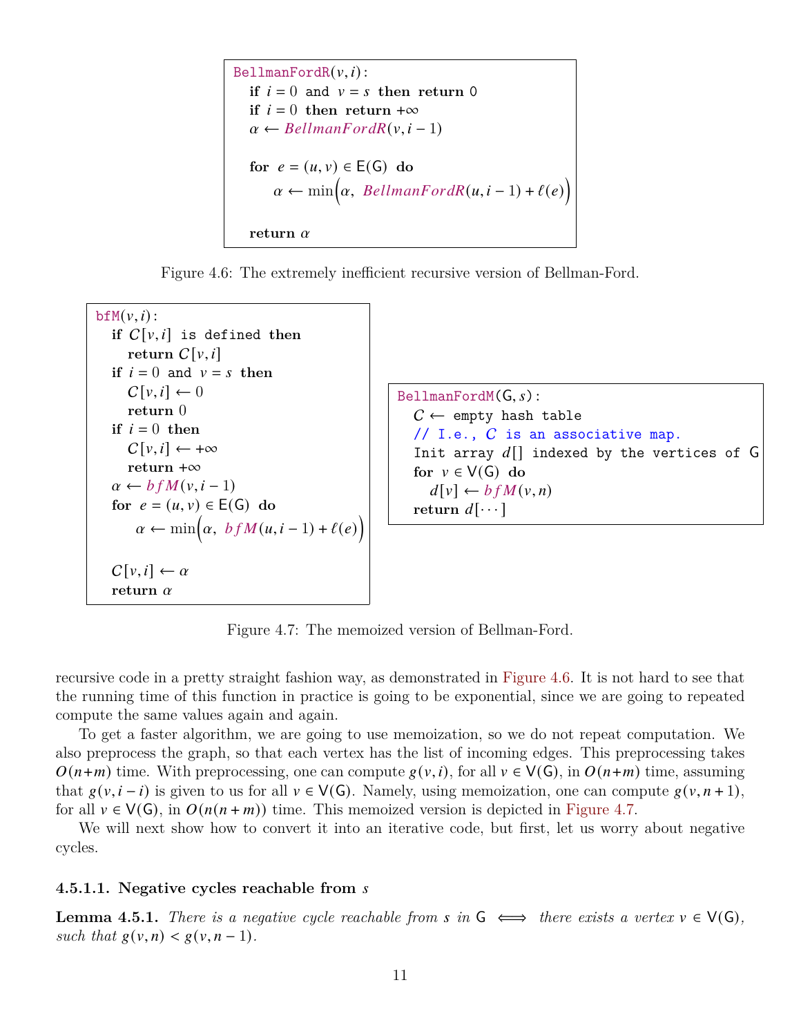```
BellmanFordR(v, i):
    if i = 0 and v = s then return 0
    if i = 0 then return +∞
    α ← BellmanFordR(v, i − 1)

    for e = (u, v) ∈ E(G) do
        α ← min(α, BellmanFordR(u, i − 1) + ℓ(e))

    return α
```

Figure 4.6: The extremely inefficient recursive version of Bellman-Ford.

```
bfM(v, i):
    if C[v, i] is defined then
        return C[v, i]
    if i = 0 and v = s then
        C[v, i] ← 0
        return 0
    if i = 0 then
        C[v, i] ← +∞
        return +∞
    α ← bfM(v, i − 1)
    for e = (u, v) ∈ E(G) do
        α ← min(α, bfM(u, i − 1) + ℓ(e))

    C[v, i] ← α
    return α
```

```
BellmanFordM(G, s):
    C ← empty hash table
    // I.e., C is an associative map.
    Init array d[] indexed by the vertices of G
    for v ∈ V(G) do
        d[v] ← bfM(v, n)
    return d[···]
```

Figure 4.7: The memoized version of Bellman-Ford.

recursive code in a pretty straight fashion way, as demonstrated in Figure 4.6. It is not hard to see that the running time of this function in practice is going to be exponential, since we are going to repeated compute the same values again and again.

To get a faster algorithm, we are going to use memoization, so we do not repeat computation. We also preprocess the graph, so that each vertex has the list of incoming edges. This preprocessing takes $O(n+m)$ time. With preprocessing, one can compute $g(v,i)$, for all $v \in \mathsf{V}(\mathsf{G})$, in $O(n+m)$ time, assuming that $g(v,i-i)$ is given to us for all $v \in \mathsf{V}(\mathsf{G})$. Namely, using memoization, one can compute $g(v,n+1)$, for all $v \in \mathsf{V}(\mathsf{G})$, in $O(n(n+m))$ time. This memoized version is depicted in Figure 4.7.

We will next show how to convert it into an iterative code, but first, let us worry about negative cycles.

#### 4.5.1.1. Negative cycles reachable from $s$

**Lemma 4.5.1.** *There is a negative cycle reachable from $s$ in $\mathsf{G}$ $\iff$ there exists a vertex $v \in \mathsf{V}(\mathsf{G})$, such that $g(v,n) < g(v,n-1)$.*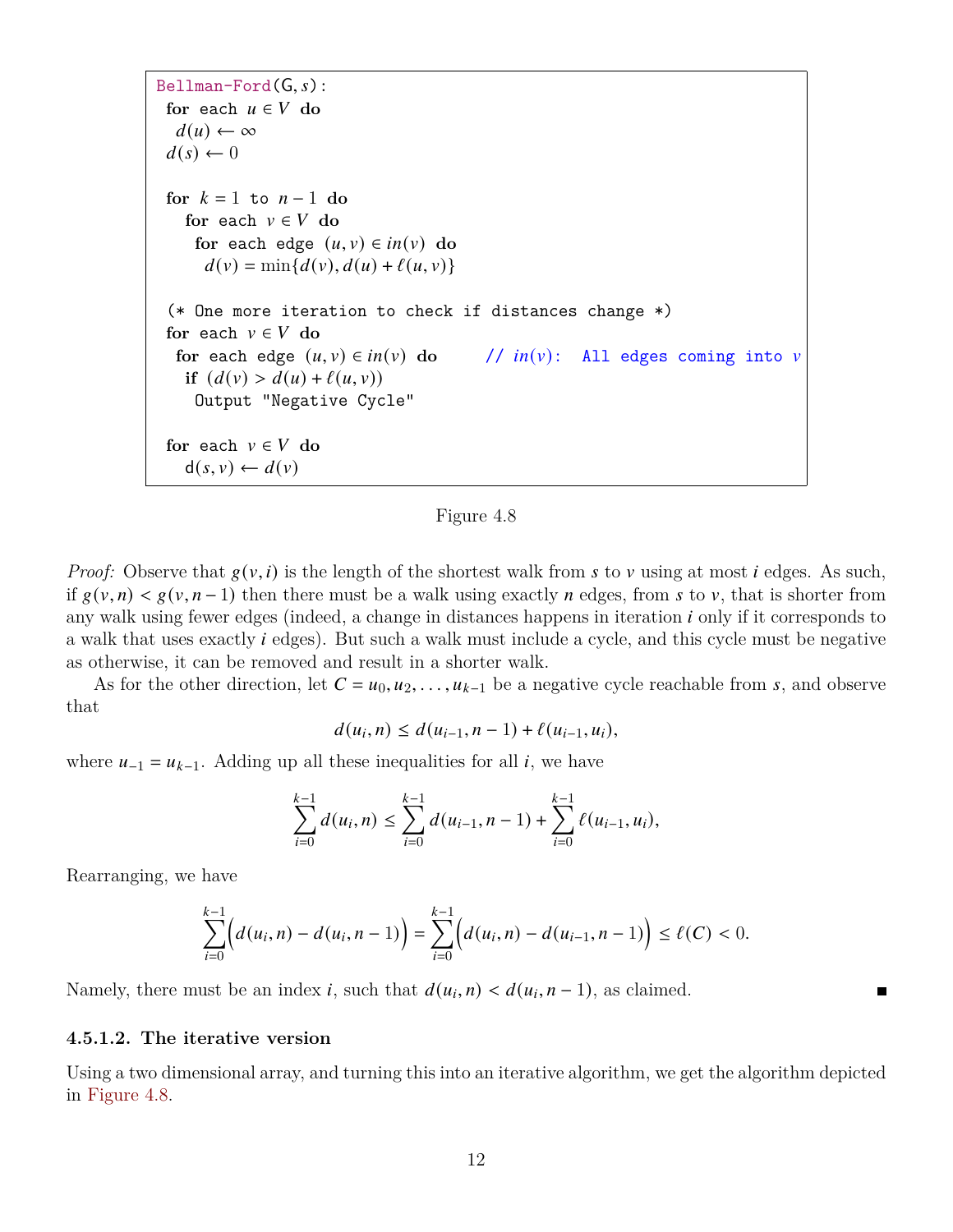```
Bellman-Ford(G, s):
 for each u ∈ V do
  d(u) ← ∞
 d(s) ← 0

 for k = 1 to n − 1 do
   for each v ∈ V do
    for each edge (u, v) ∈ in(v) do
     d(v) = min{d(v), d(u) + ℓ(u, v)}

 (* One more iteration to check if distances change *)
 for each v ∈ V do
  for each edge (u, v) ∈ in(v) do      // in(v): All edges coming into v
   if (d(v) > d(u) + ℓ(u, v))
    Output "Negative Cycle"

 for each v ∈ V do
   d(s, v) ← d(v)
```

Figure 4.8

*Proof:* Observe that $g(v, i)$ is the length of the shortest walk from $s$ to $v$ using at most $i$ edges. As such, if $g(v, n) < g(v, n-1)$ then there must be a walk using exactly $n$ edges, from $s$ to $v$, that is shorter from any walk using fewer edges (indeed, a change in distances happens in iteration $i$ only if it corresponds to a walk that uses exactly $i$ edges). But such a walk must include a cycle, and this cycle must be negative as otherwise, it can be removed and result in a shorter walk.

As for the other direction, let $C = u_0, u_2, \ldots, u_{k-1}$ be a negative cycle reachable from $s$, and observe that

$$d(u_i, n) \leq d(u_{i-1}, n-1) + \ell(u_{i-1}, u_i),$$

where $u_{-1} = u_{k-1}$. Adding up all these inequalities for all $i$, we have

$$\sum_{i=0}^{k-1} d(u_i, n) \leq \sum_{i=0}^{k-1} d(u_{i-1}, n-1) + \sum_{i=0}^{k-1} \ell(u_{i-1}, u_i),$$

Rearranging, we have

$$\sum_{i=0}^{k-1} \Big( d(u_i, n) - d(u_i, n-1) \Big) = \sum_{i=0}^{k-1} \Big( d(u_i, n) - d(u_{i-1}, n-1) \Big) \leq \ell(C) < 0.$$

Namely, there must be an index $i$, such that $d(u_i, n) < d(u_i, n-1)$, as claimed. ■

#### 4.5.1.2. The iterative version

Using a two dimensional array, and turning this into an iterative algorithm, we get the algorithm depicted in Figure 4.8.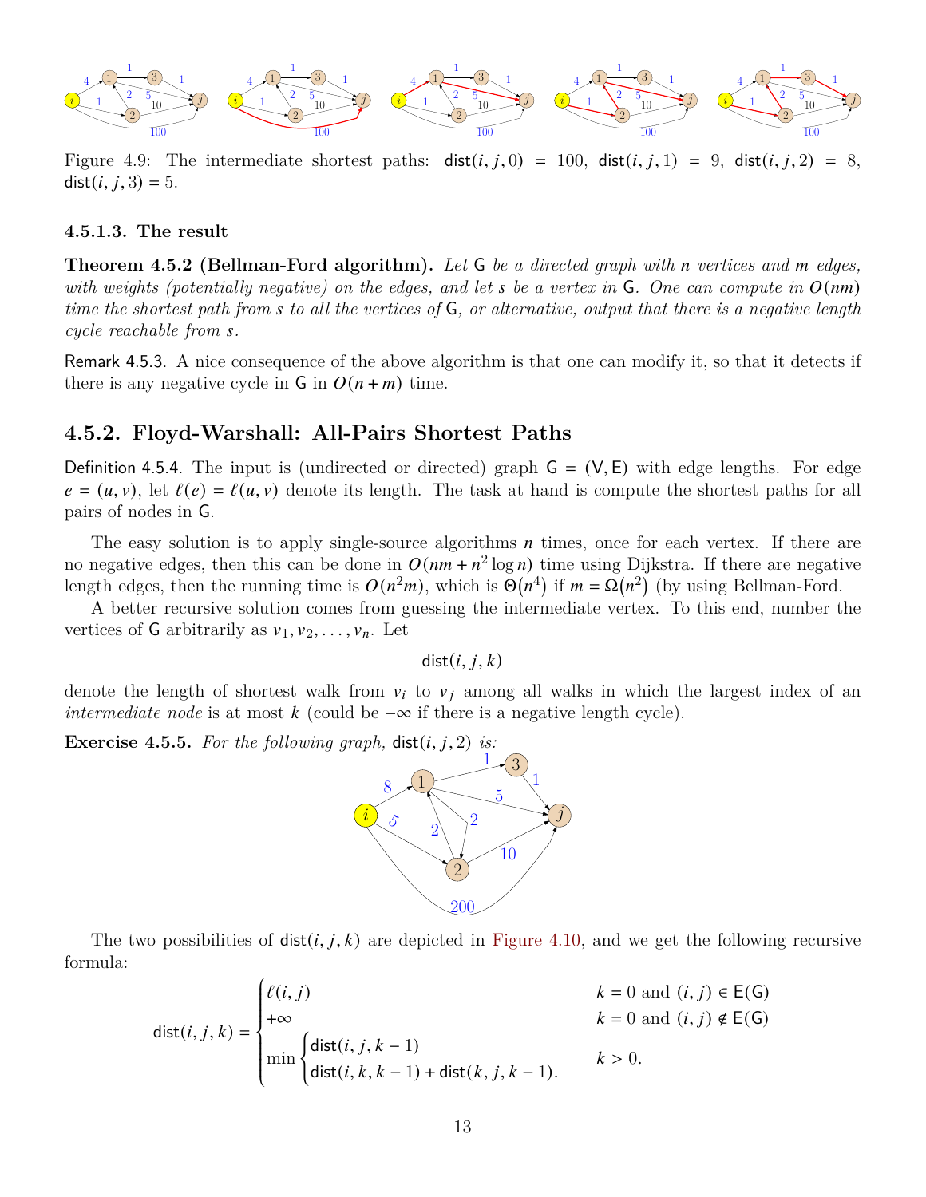Figure 4.9: The intermediate shortest paths: $\mathsf{dist}(i, j, 0) = 100$, $\mathsf{dist}(i, j, 1) = 9$, $\mathsf{dist}(i, j, 2) = 8$, $\mathsf{dist}(i, j, 3) = 5$.

#### 4.5.1.3. The result

**Theorem 4.5.2 (Bellman-Ford algorithm).** *Let $\mathsf{G}$ be a directed graph with $n$ vertices and $m$ edges, with weights (potentially negative) on the edges, and let $s$ be a vertex in $\mathsf{G}$. One can compute in $O(nm)$ time the shortest path from $s$ to all the vertices of $\mathsf{G}$, or alternative, output that there is a negative length cycle reachable from $s$.*

Remark 4.5.3. A nice consequence of the above algorithm is that one can modify it, so that it detects if there is any negative cycle in $\mathsf{G}$ in $O(n + m)$ time.

### 4.5.2. Floyd-Warshall: All-Pairs Shortest Paths

Definition 4.5.4. The input is (undirected or directed) graph $\mathsf{G} = (\mathsf{V}, \mathsf{E})$ with edge lengths. For edge $e = (u, v)$, let $\ell(e) = \ell(u, v)$ denote its length. The task at hand is compute the shortest paths for all pairs of nodes in $\mathsf{G}$.

The easy solution is to apply single-source algorithms $n$ times, once for each vertex. If there are no negative edges, then this can be done in $O(nm + n^2 \log n)$ time using Dijkstra. If there are negative length edges, then the running time is $O(n^2 m)$, which is $\Theta(n^4)$ if $m = \Omega(n^2)$ (by using Bellman-Ford.

A better recursive solution comes from guessing the intermediate vertex. To this end, number the vertices of $\mathsf{G}$ arbitrarily as $v_1, v_2, \ldots, v_n$. Let

$$\mathsf{dist}(i, j, k)$$

denote the length of shortest walk from $v_i$ to $v_j$ among all walks in which the largest index of an *intermediate node* is at most $k$ (could be $-\infty$ if there is a negative length cycle).

**Exercise 4.5.5.** *For the following graph,* $\mathsf{dist}(i, j, 2)$ *is:*

The two possibilities of $\mathsf{dist}(i, j, k)$ are depicted in Figure 4.10, and we get the following recursive formula:

$$\mathsf{dist}(i, j, k) = \begin{cases} \ell(i, j) & k = 0 \text{ and } (i, j) \in \mathsf{E}(\mathsf{G}) \\ +\infty & k = 0 \text{ and } (i, j) \notin \mathsf{E}(\mathsf{G}) \\ \min \begin{cases} \mathsf{dist}(i, j, k-1) \\ \mathsf{dist}(i, k, k-1) + \mathsf{dist}(k, j, k-1). \end{cases} & k > 0. \end{cases}$$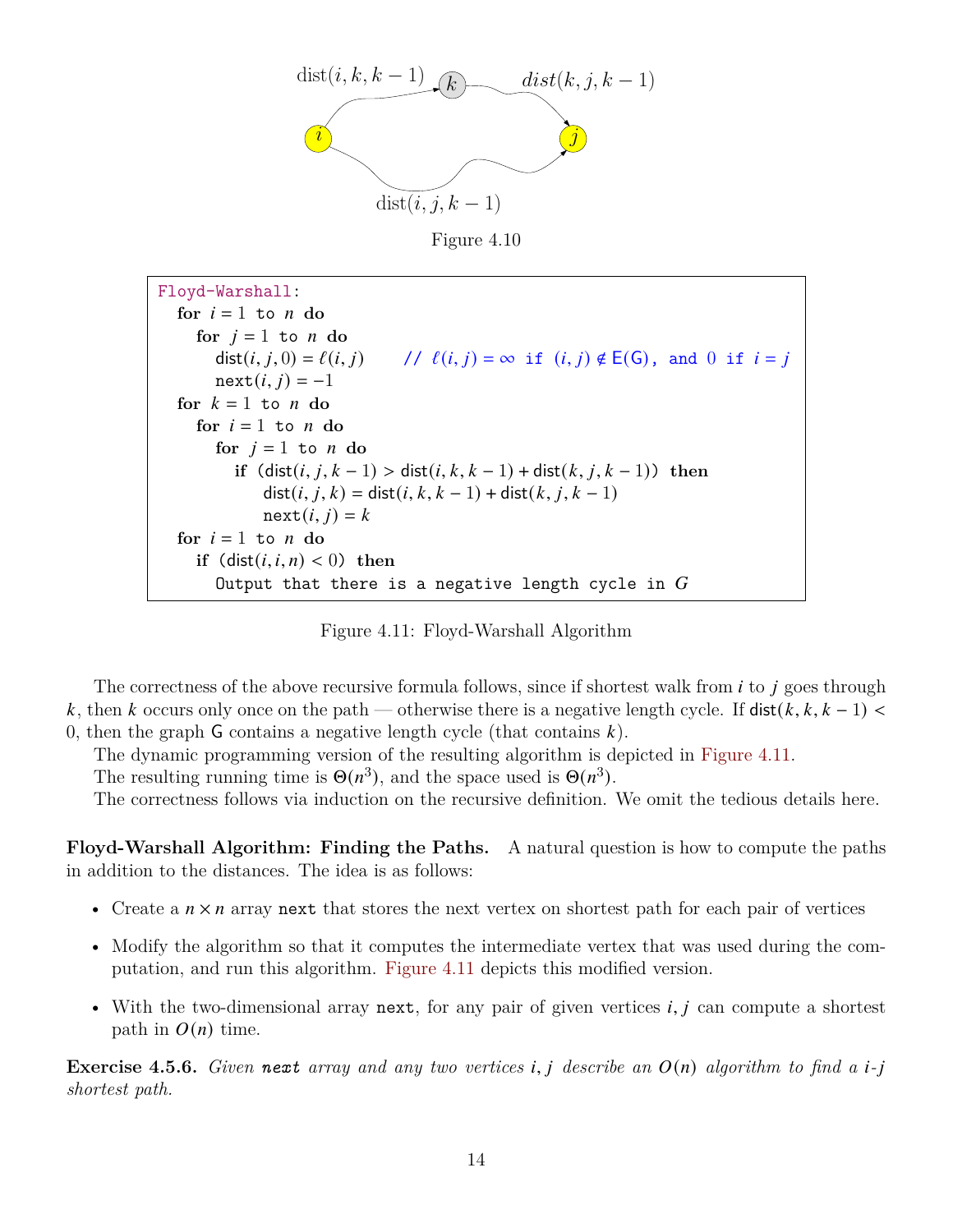Figure 4.10

```
Floyd-Warshall:
  for i = 1 to n do
    for j = 1 to n do
      dist(i, j, 0) = ℓ(i, j)      // ℓ(i, j) = ∞ if (i, j) ∉ E(G), and 0 if i = j
      next(i, j) = −1
  for k = 1 to n do
    for i = 1 to n do
      for j = 1 to n do
        if (dist(i, j, k − 1) > dist(i, k, k − 1) + dist(k, j, k − 1)) then
          dist(i, j, k) = dist(i, k, k − 1) + dist(k, j, k − 1)
          next(i, j) = k
  for i = 1 to n do
    if (dist(i, i, n) < 0) then
      Output that there is a negative length cycle in G
```

Figure 4.11: Floyd-Warshall Algorithm

The correctness of the above recursive formula follows, since if shortest walk from $i$ to $j$ goes through $k$, then $k$ occurs only once on the path — otherwise there is a negative length cycle. If $\mathsf{dist}(k, k, k-1) < 0$, then the graph $\mathsf{G}$ contains a negative length cycle (that contains $k$).

The dynamic programming version of the resulting algorithm is depicted in Figure 4.11.

The resulting running time is $\Theta(n^3)$, and the space used is $\Theta(n^3)$.

The correctness follows via induction on the recursive definition. We omit the tedious details here.

**Floyd-Warshall Algorithm: Finding the Paths.** A natural question is how to compute the paths in addition to the distances. The idea is as follows:

- Create a $n \times n$ array `next` that stores the next vertex on shortest path for each pair of vertices
- Modify the algorithm so that it computes the intermediate vertex that was used during the computation, and run this algorithm. Figure 4.11 depicts this modified version.
- With the two-dimensional array `next`, for any pair of given vertices $i, j$ can compute a shortest path in $O(n)$ time.

**Exercise 4.5.6.** *Given* `next` *array and any two vertices $i, j$ describe an $O(n)$ algorithm to find a $i$-$j$ shortest path.*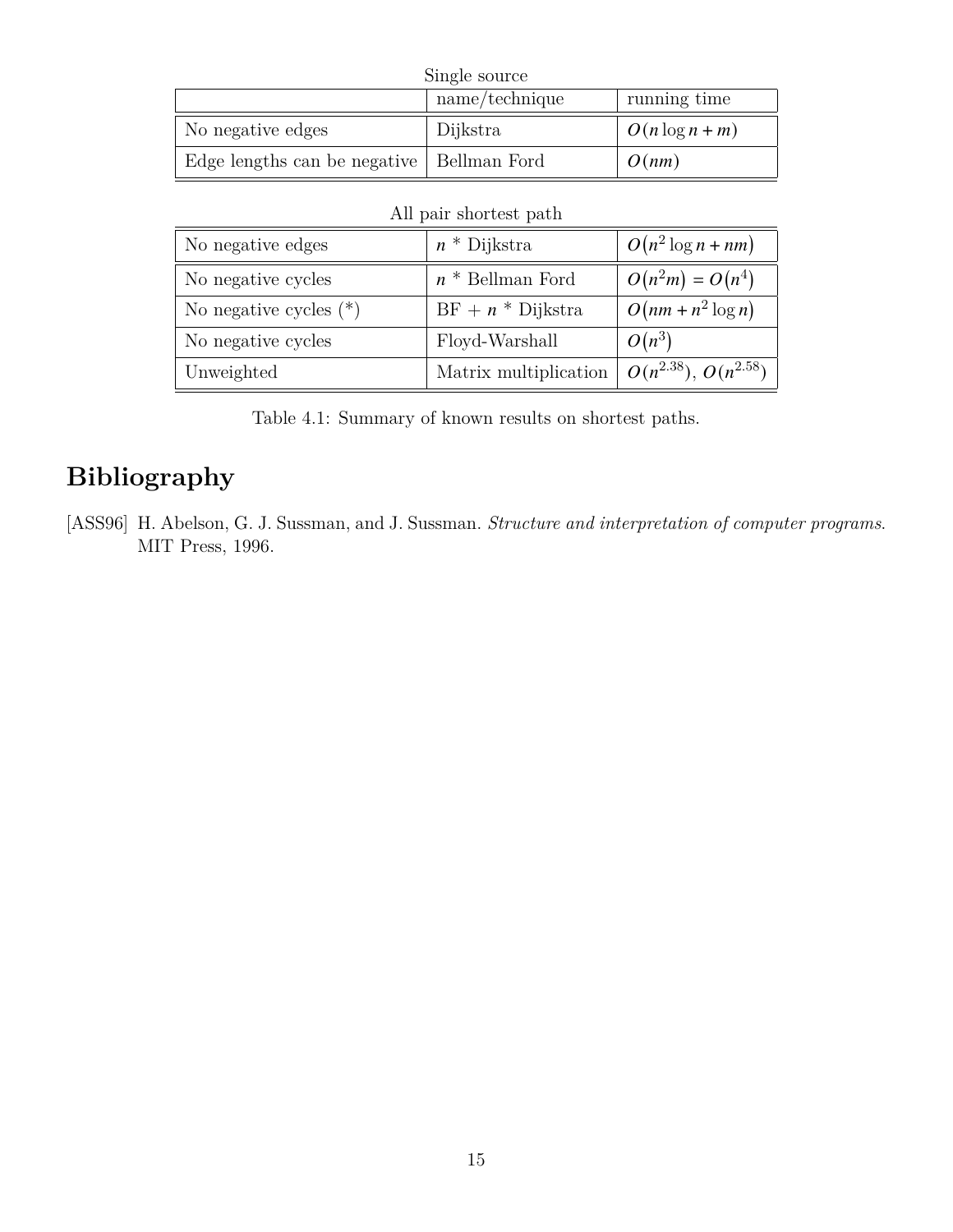Single source

| | name/technique | running time |
|---|---|---|
| No negative edges | Dijkstra | $O(n \log n + m)$ |
| Edge lengths can be negative | Bellman Ford | $O(nm)$ |

All pair shortest path

| | | |
|---|---|---|
| No negative edges | $n$ * Dijkstra | $O(n^2 \log n + nm)$ |
| No negative cycles | $n$ * Bellman Ford | $O(n^2 m) = O(n^4)$ |
| No negative cycles (*) | BF + $n$ * Dijkstra | $O(nm + n^2 \log n)$ |
| No negative cycles | Floyd-Warshall | $O(n^3)$ |
| Unweighted | Matrix multiplication | $O(n^{2.38})$, $O(n^{2.58})$ |

Table 4.1: Summary of known results on shortest paths.

# Bibliography

[ASS96] H. Abelson, G. J. Sussman, and J. Sussman. *Structure and interpretation of computer programs.* MIT Press, 1996.